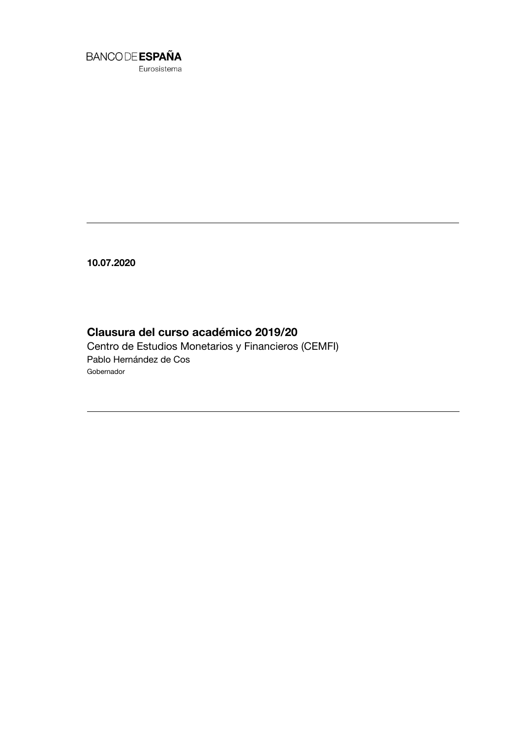BANCO DE **ESPAÑA**
Eurosistema

**10.07.2020**

# Clausura del curso académico 2019/20

Centro de Estudios Monetarios y Financieros (CEMFI)

Pablo Hernández de Cos

Gobernador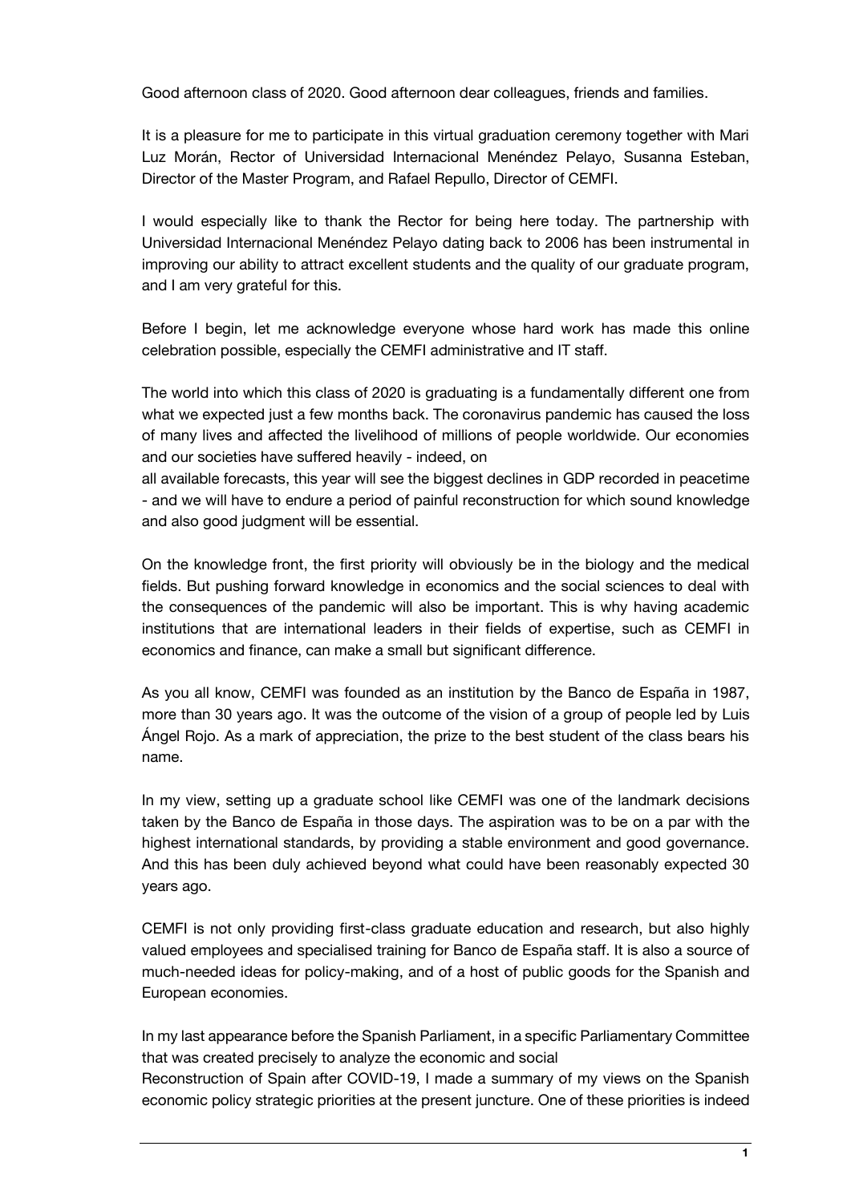Good afternoon class of 2020. Good afternoon dear colleagues, friends and families.

It is a pleasure for me to participate in this virtual graduation ceremony together with Mari Luz Morán, Rector of Universidad Internacional Menéndez Pelayo, Susanna Esteban, Director of the Master Program, and Rafael Repullo, Director of CEMFI.

I would especially like to thank the Rector for being here today. The partnership with Universidad Internacional Menéndez Pelayo dating back to 2006 has been instrumental in improving our ability to attract excellent students and the quality of our graduate program, and I am very grateful for this.

Before I begin, let me acknowledge everyone whose hard work has made this online celebration possible, especially the CEMFI administrative and IT staff.

The world into which this class of 2020 is graduating is a fundamentally different one from what we expected just a few months back. The coronavirus pandemic has caused the loss of many lives and affected the livelihood of millions of people worldwide. Our economies and our societies have suffered heavily - indeed, on all available forecasts, this year will see the biggest declines in GDP recorded in peacetime - and we will have to endure a period of painful reconstruction for which sound knowledge and also good judgment will be essential.

On the knowledge front, the first priority will obviously be in the biology and the medical fields. But pushing forward knowledge in economics and the social sciences to deal with the consequences of the pandemic will also be important. This is why having academic institutions that are international leaders in their fields of expertise, such as CEMFI in economics and finance, can make a small but significant difference.

As you all know, CEMFI was founded as an institution by the Banco de España in 1987, more than 30 years ago. It was the outcome of the vision of a group of people led by Luis Ángel Rojo. As a mark of appreciation, the prize to the best student of the class bears his name.

In my view, setting up a graduate school like CEMFI was one of the landmark decisions taken by the Banco de España in those days. The aspiration was to be on a par with the highest international standards, by providing a stable environment and good governance. And this has been duly achieved beyond what could have been reasonably expected 30 years ago.

CEMFI is not only providing first-class graduate education and research, but also highly valued employees and specialised training for Banco de España staff. It is also a source of much-needed ideas for policy-making, and of a host of public goods for the Spanish and European economies.

In my last appearance before the Spanish Parliament, in a specific Parliamentary Committee that was created precisely to analyze the economic and social Reconstruction of Spain after COVID-19, I made a summary of my views on the Spanish economic policy strategic priorities at the present juncture. One of these priorities is indeed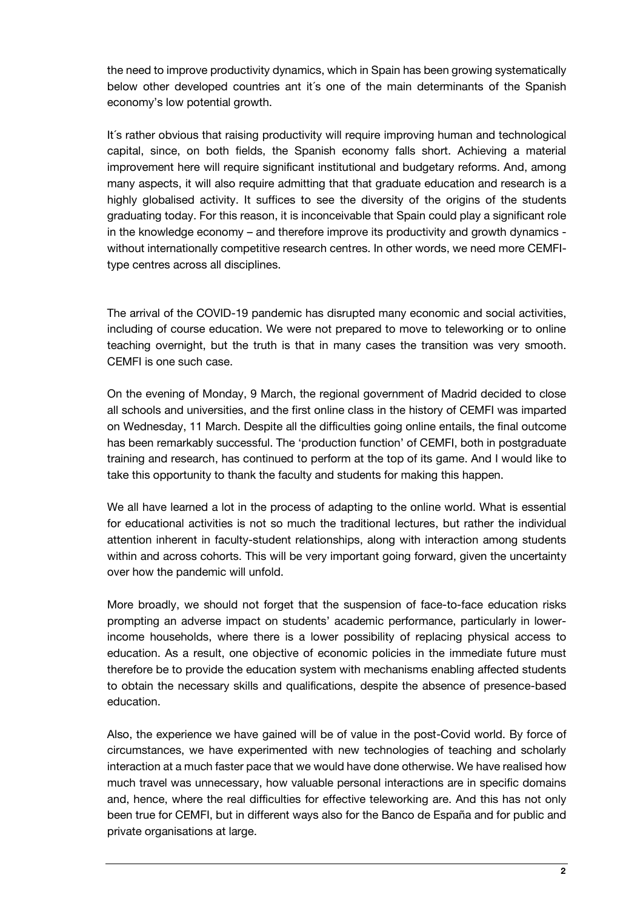the need to improve productivity dynamics, which in Spain has been growing systematically below other developed countries ant it´s one of the main determinants of the Spanish economy's low potential growth.

It´s rather obvious that raising productivity will require improving human and technological capital, since, on both fields, the Spanish economy falls short. Achieving a material improvement here will require significant institutional and budgetary reforms. And, among many aspects, it will also require admitting that that graduate education and research is a highly globalised activity. It suffices to see the diversity of the origins of the students graduating today. For this reason, it is inconceivable that Spain could play a significant role in the knowledge economy – and therefore improve its productivity and growth dynamics - without internationally competitive research centres. In other words, we need more CEMFI-type centres across all disciplines.

The arrival of the COVID-19 pandemic has disrupted many economic and social activities, including of course education. We were not prepared to move to teleworking or to online teaching overnight, but the truth is that in many cases the transition was very smooth. CEMFI is one such case.

On the evening of Monday, 9 March, the regional government of Madrid decided to close all schools and universities, and the first online class in the history of CEMFI was imparted on Wednesday, 11 March. Despite all the difficulties going online entails, the final outcome has been remarkably successful. The 'production function' of CEMFI, both in postgraduate training and research, has continued to perform at the top of its game. And I would like to take this opportunity to thank the faculty and students for making this happen.

We all have learned a lot in the process of adapting to the online world. What is essential for educational activities is not so much the traditional lectures, but rather the individual attention inherent in faculty-student relationships, along with interaction among students within and across cohorts. This will be very important going forward, given the uncertainty over how the pandemic will unfold.

More broadly, we should not forget that the suspension of face-to-face education risks prompting an adverse impact on students' academic performance, particularly in lower-income households, where there is a lower possibility of replacing physical access to education. As a result, one objective of economic policies in the immediate future must therefore be to provide the education system with mechanisms enabling affected students to obtain the necessary skills and qualifications, despite the absence of presence-based education.

Also, the experience we have gained will be of value in the post-Covid world. By force of circumstances, we have experimented with new technologies of teaching and scholarly interaction at a much faster pace that we would have done otherwise. We have realised how much travel was unnecessary, how valuable personal interactions are in specific domains and, hence, where the real difficulties for effective teleworking are. And this has not only been true for CEMFI, but in different ways also for the Banco de España and for public and private organisations at large.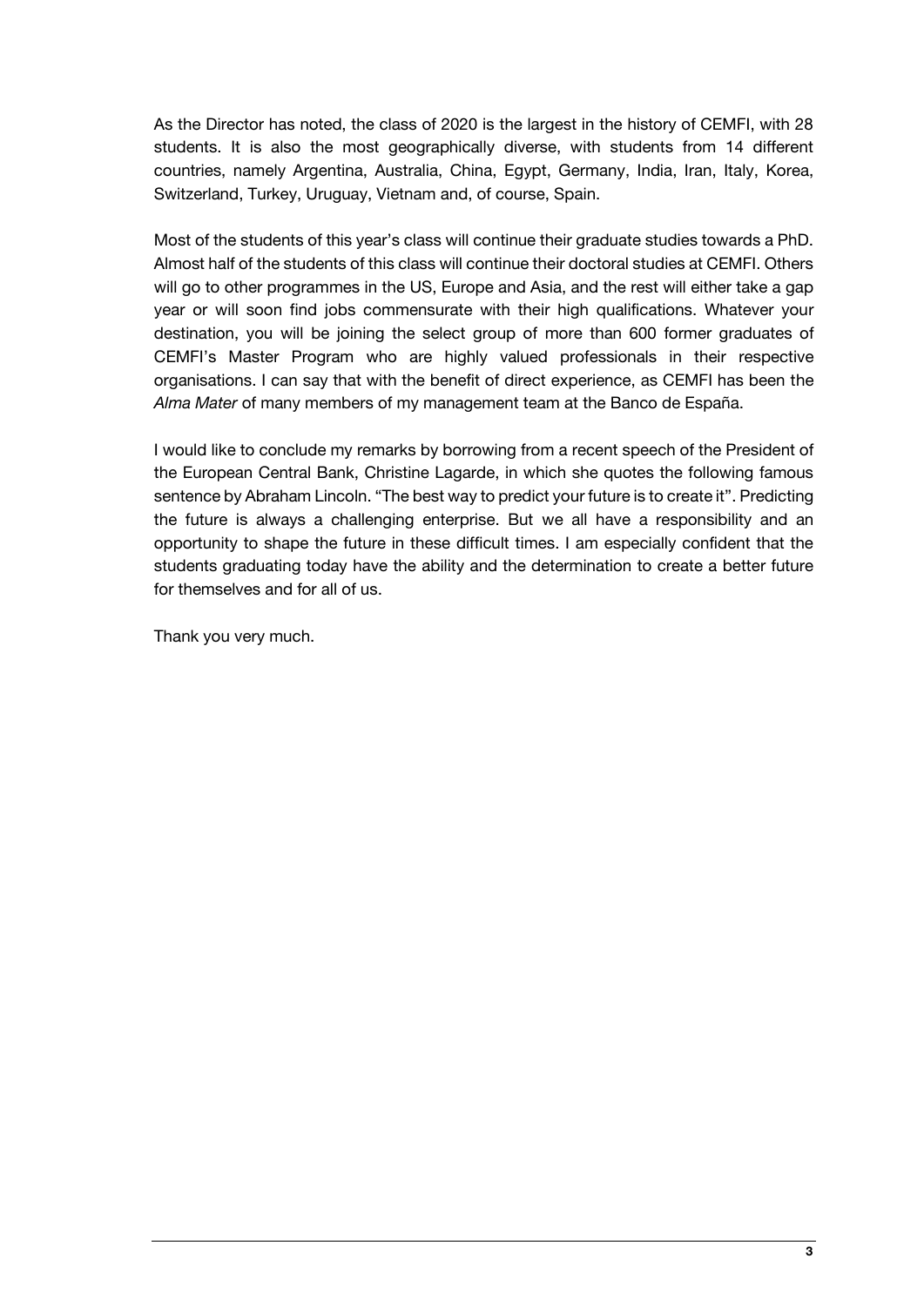As the Director has noted, the class of 2020 is the largest in the history of CEMFI, with 28 students. It is also the most geographically diverse, with students from 14 different countries, namely Argentina, Australia, China, Egypt, Germany, India, Iran, Italy, Korea, Switzerland, Turkey, Uruguay, Vietnam and, of course, Spain.

Most of the students of this year's class will continue their graduate studies towards a PhD. Almost half of the students of this class will continue their doctoral studies at CEMFI. Others will go to other programmes in the US, Europe and Asia, and the rest will either take a gap year or will soon find jobs commensurate with their high qualifications. Whatever your destination, you will be joining the select group of more than 600 former graduates of CEMFI's Master Program who are highly valued professionals in their respective organisations. I can say that with the benefit of direct experience, as CEMFI has been the *Alma Mater* of many members of my management team at the Banco de España.

I would like to conclude my remarks by borrowing from a recent speech of the President of the European Central Bank, Christine Lagarde, in which she quotes the following famous sentence by Abraham Lincoln. "The best way to predict your future is to create it". Predicting the future is always a challenging enterprise. But we all have a responsibility and an opportunity to shape the future in these difficult times. I am especially confident that the students graduating today have the ability and the determination to create a better future for themselves and for all of us.

Thank you very much.